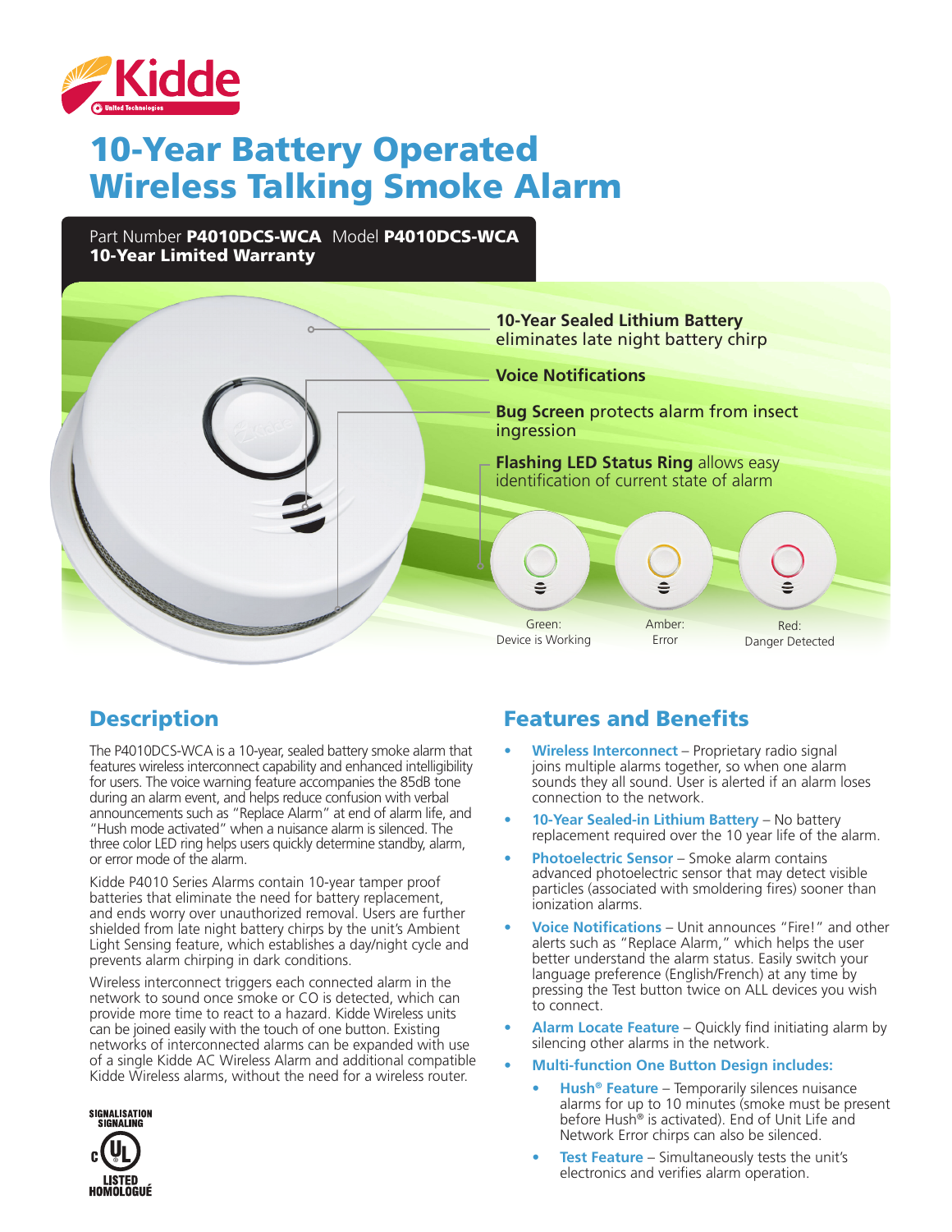Kidde

# 10-Year Battery Operated Wireless Talking Smoke Alarm

Part Number **P4010DCS-WCA** Model **P4010DCS-WCA**
**10-Year Limited Warranty**

**10-Year Sealed Lithium Battery** eliminates late night battery chirp

**Voice Notifications**

**Bug Screen** protects alarm from insect ingression

**Flashing LED Status Ring** allows easy identification of current state of alarm

Green: Device is Working

Amber: Error

Red: Danger Detected

## Description

The P4010DCS-WCA is a 10-year, sealed battery smoke alarm that features wireless interconnect capability and enhanced intelligibility for users. The voice warning feature accompanies the 85dB tone during an alarm event, and helps reduce confusion with verbal announcements such as "Replace Alarm" at end of alarm life, and "Hush mode activated" when a nuisance alarm is silenced. The three color LED ring helps users quickly determine standby, alarm, or error mode of the alarm.

Kidde P4010 Series Alarms contain 10-year tamper proof batteries that eliminate the need for battery replacement, and ends worry over unauthorized removal. Users are further shielded from late night battery chirps by the unit's Ambient Light Sensing feature, which establishes a day/night cycle and prevents alarm chirping in dark conditions.

Wireless interconnect triggers each connected alarm in the network to sound once smoke or CO is detected, which can provide more time to react to a hazard. Kidde Wireless units can be joined easily with the touch of one button. Existing networks of interconnected alarms can be expanded with use of a single Kidde AC Wireless Alarm and additional compatible Kidde Wireless alarms, without the need for a wireless router.

SIGNALISATION SIGNALING
c UL
LISTED HOMOLOGUÉ

## Features and Benefits

- **Wireless Interconnect** – Proprietary radio signal joins multiple alarms together, so when one alarm sounds they all sound. User is alerted if an alarm loses connection to the network.
- **10-Year Sealed-in Lithium Battery** – No battery replacement required over the 10 year life of the alarm.
- **Photoelectric Sensor** – Smoke alarm contains advanced photoelectric sensor that may detect visible particles (associated with smoldering fires) sooner than ionization alarms.
- **Voice Notifications** – Unit announces "Fire!" and other alerts such as "Replace Alarm," which helps the user better understand the alarm status. Easily switch your language preference (English/French) at any time by pressing the Test button twice on ALL devices you wish to connect.
- **Alarm Locate Feature** – Quickly find initiating alarm by silencing other alarms in the network.
- **Multi-function One Button Design includes:**
  - **Hush® Feature** – Temporarily silences nuisance alarms for up to 10 minutes (smoke must be present before Hush® is activated). End of Unit Life and Network Error chirps can also be silenced.
  - **Test Feature** – Simultaneously tests the unit's electronics and verifies alarm operation.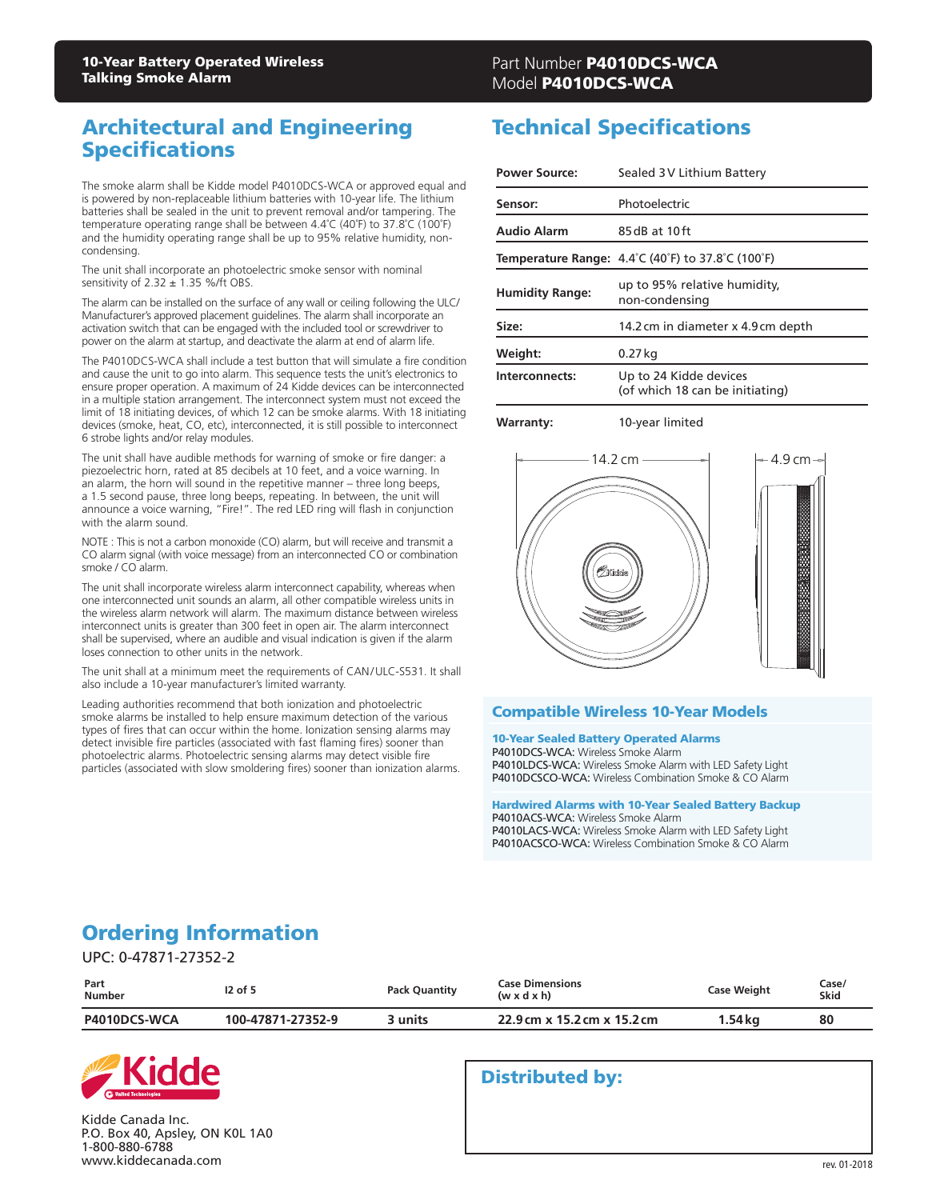**10-Year Battery Operated Wireless Talking Smoke Alarm**

Part Number **P4010DCS-WCA**
Model **P4010DCS-WCA**

## Architectural and Engineering Specifications

The smoke alarm shall be Kidde model P4010DCS-WCA or approved equal and is powered by non-replaceable lithium batteries with 10-year life. The lithium batteries shall be sealed in the unit to prevent removal and/or tampering. The temperature operating range shall be between 4.4˚C (40˚F) to 37.8˚C (100˚F) and the humidity operating range shall be up to 95% relative humidity, non-condensing.

The unit shall incorporate an photoelectric smoke sensor with nominal sensitivity of 2.32 ± 1.35 %/ft OBS.

The alarm can be installed on the surface of any wall or ceiling following the ULC/Manufacturer's approved placement guidelines. The alarm shall incorporate an activation switch that can be engaged with the included tool or screwdriver to power on the alarm at startup, and deactivate the alarm at end of alarm life.

The P4010DCS-WCA shall include a test button that will simulate a fire condition and cause the unit to go into alarm. This sequence tests the unit's electronics to ensure proper operation. A maximum of 24 Kidde devices can be interconnected in a multiple station arrangement. The interconnect system must not exceed the limit of 18 initiating devices, of which 12 can be smoke alarms. With 18 initiating devices (smoke, heat, CO, etc), interconnected, it is still possible to interconnect 6 strobe lights and/or relay modules.

The unit shall have audible methods for warning of smoke or fire danger: a piezoelectric horn, rated at 85 decibels at 10 feet, and a voice warning. In an alarm, the horn will sound in the repetitive manner – three long beeps, a 1.5 second pause, three long beeps, repeating. In between, the unit will announce a voice warning, "Fire!". The red LED ring will flash in conjunction with the alarm sound.

NOTE : This is not a carbon monoxide (CO) alarm, but will receive and transmit a CO alarm signal (with voice message) from an interconnected CO or combination smoke / CO alarm.

The unit shall incorporate wireless alarm interconnect capability, whereas when one interconnected unit sounds an alarm, all other compatible wireless units in the wireless alarm network will alarm. The maximum distance between wireless interconnect units is greater than 300 feet in open air. The alarm interconnect shall be supervised, where an audible and visual indication is given if the alarm loses connection to other units in the network.

The unit shall at a minimum meet the requirements of CAN/ULC-S531. It shall also include a 10-year manufacturer's limited warranty.

Leading authorities recommend that both ionization and photoelectric smoke alarms be installed to help ensure maximum detection of the various types of fires that can occur within the home. Ionization sensing alarms may detect invisible fire particles (associated with fast flaming fires) sooner than photoelectric alarms. Photoelectric sensing alarms may detect visible fire particles (associated with slow smoldering fires) sooner than ionization alarms.

## Technical Specifications

| | |
|---|---|
| **Power Source:** | Sealed 3V Lithium Battery |
| **Sensor:** | Photoelectric |
| **Audio Alarm** | 85dB at 10ft |
| **Temperature Range:** | 4.4˚C (40˚F) to 37.8˚C (100˚F) |
| **Humidity Range:** | up to 95% relative humidity, non-condensing |
| **Size:** | 14.2cm in diameter x 4.9cm depth |
| **Weight:** | 0.27kg |
| **Interconnects:** | Up to 24 Kidde devices (of which 18 can be initiating) |
| **Warranty:** | 10-year limited |

14.2 cm
4.9 cm

### Compatible Wireless 10-Year Models

**10-Year Sealed Battery Operated Alarms**
P4010DCS-WCA: Wireless Smoke Alarm
P4010LDCS-WCA: Wireless Smoke Alarm with LED Safety Light
P4010DCSCO-WCA: Wireless Combination Smoke & CO Alarm

**Hardwired Alarms with 10-Year Sealed Battery Backup**
P4010ACS-WCA: Wireless Smoke Alarm
P4010LACS-WCA: Wireless Smoke Alarm with LED Safety Light
P4010ACSCO-WCA: Wireless Combination Smoke & CO Alarm

## Ordering Information

UPC: 0-47871-27352-2

| Part Number | I2 of 5 | Pack Quantity | Case Dimensions (w x d x h) | Case Weight | Case/Skid |
|---|---|---|---|---|---|
| **P4010DCS-WCA** | **100-47871-27352-9** | **3 units** | **22.9cm x 15.2cm x 15.2cm** | **1.54kg** | **80** |

Kidde Canada Inc.
P.O. Box 40, Apsley, ON K0L 1A0
1-800-880-6788
www.kiddecanada.com

**Distributed by:**

rev. 01-2018